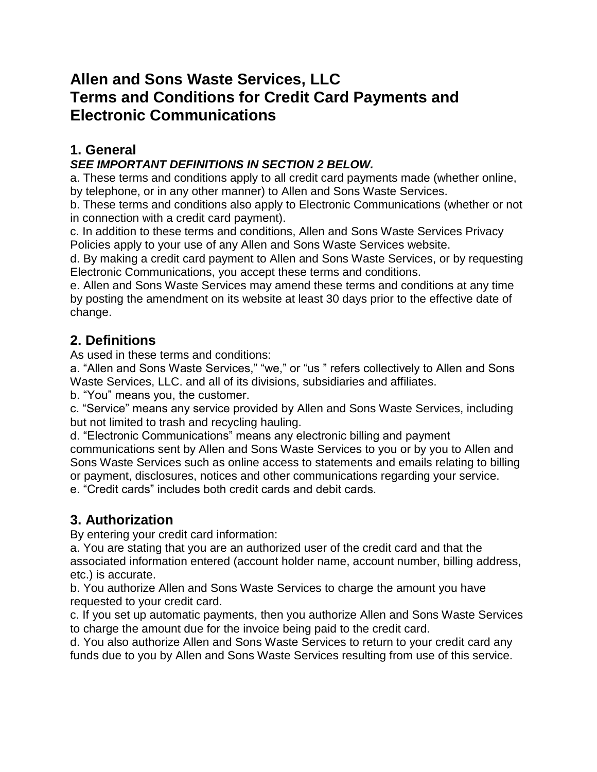# Allen and Sons Waste Services, LLC
# Terms and Conditions for Credit Card Payments and Electronic Communications

## 1. General

***SEE IMPORTANT DEFINITIONS IN SECTION 2 BELOW.***

a. These terms and conditions apply to all credit card payments made (whether online, by telephone, or in any other manner) to Allen and Sons Waste Services.

b. These terms and conditions also apply to Electronic Communications (whether or not in connection with a credit card payment).

c. In addition to these terms and conditions, Allen and Sons Waste Services Privacy Policies apply to your use of any Allen and Sons Waste Services website.

d. By making a credit card payment to Allen and Sons Waste Services, or by requesting Electronic Communications, you accept these terms and conditions.

e. Allen and Sons Waste Services may amend these terms and conditions at any time by posting the amendment on its website at least 30 days prior to the effective date of change.

## 2. Definitions

As used in these terms and conditions:

a. "Allen and Sons Waste Services," "we," or "us " refers collectively to Allen and Sons Waste Services, LLC. and all of its divisions, subsidiaries and affiliates.

b. "You" means you, the customer.

c. "Service" means any service provided by Allen and Sons Waste Services, including but not limited to trash and recycling hauling.

d. "Electronic Communications" means any electronic billing and payment communications sent by Allen and Sons Waste Services to you or by you to Allen and Sons Waste Services such as online access to statements and emails relating to billing or payment, disclosures, notices and other communications regarding your service.

e. "Credit cards" includes both credit cards and debit cards.

## 3. Authorization

By entering your credit card information:

a. You are stating that you are an authorized user of the credit card and that the associated information entered (account holder name, account number, billing address, etc.) is accurate.

b. You authorize Allen and Sons Waste Services to charge the amount you have requested to your credit card.

c. If you set up automatic payments, then you authorize Allen and Sons Waste Services to charge the amount due for the invoice being paid to the credit card.

d. You also authorize Allen and Sons Waste Services to return to your credit card any funds due to you by Allen and Sons Waste Services resulting from use of this service.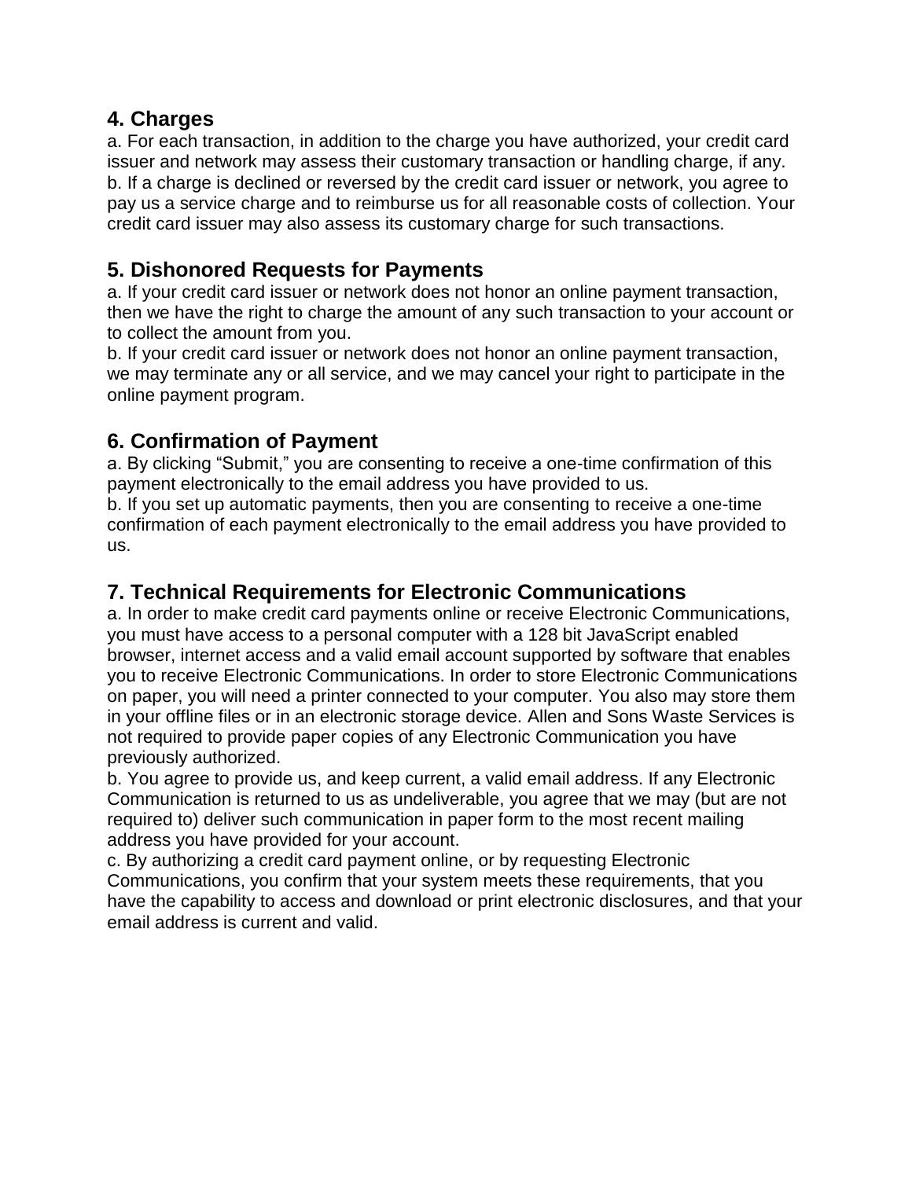## 4. Charges

a. For each transaction, in addition to the charge you have authorized, your credit card issuer and network may assess their customary transaction or handling charge, if any.
b. If a charge is declined or reversed by the credit card issuer or network, you agree to pay us a service charge and to reimburse us for all reasonable costs of collection. Your credit card issuer may also assess its customary charge for such transactions.

## 5. Dishonored Requests for Payments

a. If your credit card issuer or network does not honor an online payment transaction, then we have the right to charge the amount of any such transaction to your account or to collect the amount from you.
b. If your credit card issuer or network does not honor an online payment transaction, we may terminate any or all service, and we may cancel your right to participate in the online payment program.

## 6. Confirmation of Payment

a. By clicking "Submit," you are consenting to receive a one-time confirmation of this payment electronically to the email address you have provided to us.
b. If you set up automatic payments, then you are consenting to receive a one-time confirmation of each payment electronically to the email address you have provided to us.

## 7. Technical Requirements for Electronic Communications

a. In order to make credit card payments online or receive Electronic Communications, you must have access to a personal computer with a 128 bit JavaScript enabled browser, internet access and a valid email account supported by software that enables you to receive Electronic Communications. In order to store Electronic Communications on paper, you will need a printer connected to your computer. You also may store them in your offline files or in an electronic storage device. Allen and Sons Waste Services is not required to provide paper copies of any Electronic Communication you have previously authorized.
b. You agree to provide us, and keep current, a valid email address. If any Electronic Communication is returned to us as undeliverable, you agree that we may (but are not required to) deliver such communication in paper form to the most recent mailing address you have provided for your account.
c. By authorizing a credit card payment online, or by requesting Electronic Communications, you confirm that your system meets these requirements, that you have the capability to access and download or print electronic disclosures, and that your email address is current and valid.